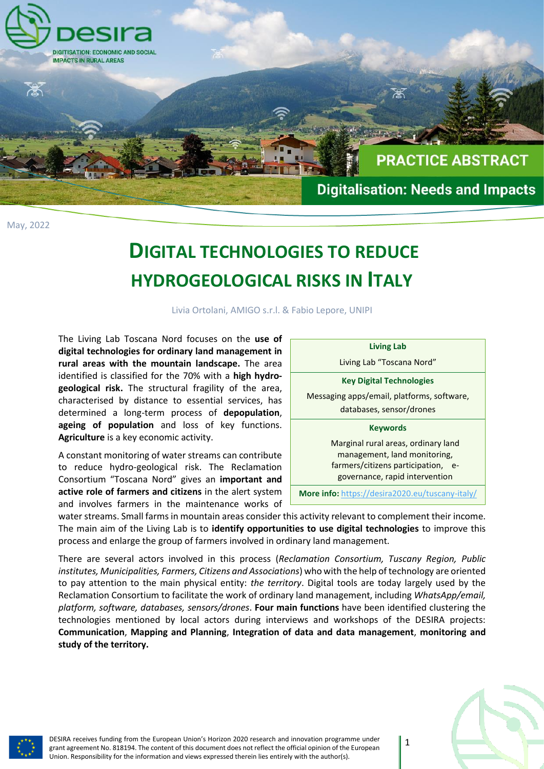DESIRA — DIGITISATION: ECONOMIC AND SOCIAL IMPACTS IN RURAL AREAS

PRACTICE ABSTRACT

Digitalisation: Needs and Impacts

May, 2022

# DIGITAL TECHNOLOGIES TO REDUCE HYDROGEOLOGICAL RISKS IN ITALY

Livia Ortolani, AMIGO s.r.l. & Fabio Lepore, UNIPI

| **Living Lab** |
|---|
| Living Lab "Toscana Nord" |
| **Key Digital Technologies** |
| Messaging apps/email, platforms, software, databases, sensor/drones |
| **Keywords** |
| Marginal rural areas, ordinary land management, land monitoring, farmers/citizens participation, e-governance, rapid intervention |
| **More info:** https://desira2020.eu/tuscany-italy/ |

The Living Lab Toscana Nord focuses on the **use of digital technologies for ordinary land management in rural areas with the mountain landscape.** The area identified is classified for the 70% with a **high hydro-geological risk.** The structural fragility of the area, characterised by distance to essential services, has determined a long-term process of **depopulation**, **ageing of population** and loss of key functions. **Agriculture** is a key economic activity.

A constant monitoring of water streams can contribute to reduce hydro-geological risk. The Reclamation Consortium "Toscana Nord" gives an **important and active role of farmers and citizens** in the alert system and involves farmers in the maintenance works of water streams. Small farms in mountain areas consider this activity relevant to complement their income. The main aim of the Living Lab is to **identify opportunities to use digital technologies** to improve this process and enlarge the group of farmers involved in ordinary land management.

There are several actors involved in this process (*Reclamation Consortium, Tuscany Region, Public institutes, Municipalities, Farmers, Citizens and Associations*) who with the help of technology are oriented to pay attention to the main physical entity: *the territory*. Digital tools are today largely used by the Reclamation Consortium to facilitate the work of ordinary land management, including *WhatsApp/email, platform, software, databases, sensors/drones*. **Four main functions** have been identified clustering the technologies mentioned by local actors during interviews and workshops of the DESIRA projects: **Communication**, **Mapping and Planning**, **Integration of data and data management**, **monitoring and study of the territory.**

DESIRA receives funding from the European Union's Horizon 2020 research and innovation programme under grant agreement No. 818194. The content of this document does not reflect the official opinion of the European Union. Responsibility for the information and views expressed therein lies entirely with the author(s).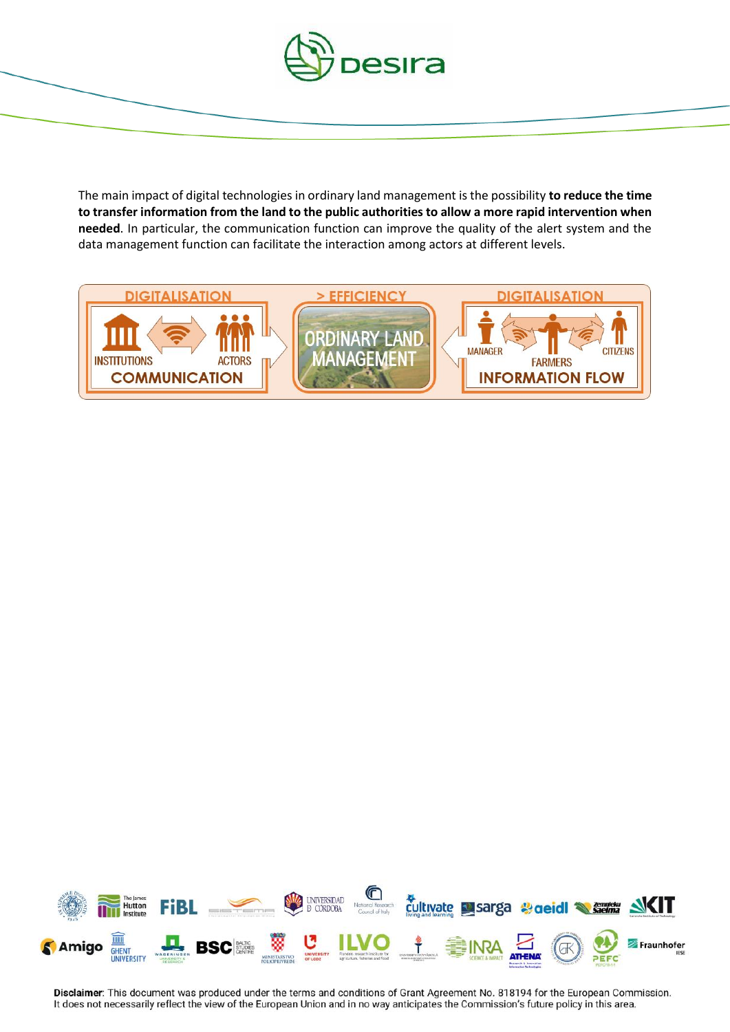The main impact of digital technologies in ordinary land management is the possibility **to reduce the time to transfer information from the land to the public authorities to allow a more rapid intervention when needed**. In particular, the communication function can improve the quality of the alert system and the data management function can facilitate the interaction among actors at different levels.

DIGITALISATION
INSTITUTIONS
ACTORS
COMMUNICATION

> EFFICIENCY
ORDINARY LAND MANAGEMENT

DIGITALISATION
MANAGER
FARMERS
CITIZENS
INFORMATION FLOW

**Disclaimer**: This document was produced under the terms and conditions of Grant Agreement No. 818194 for the European Commission. It does not necessarily reflect the view of the European Union and in no way anticipates the Commission's future policy in this area.